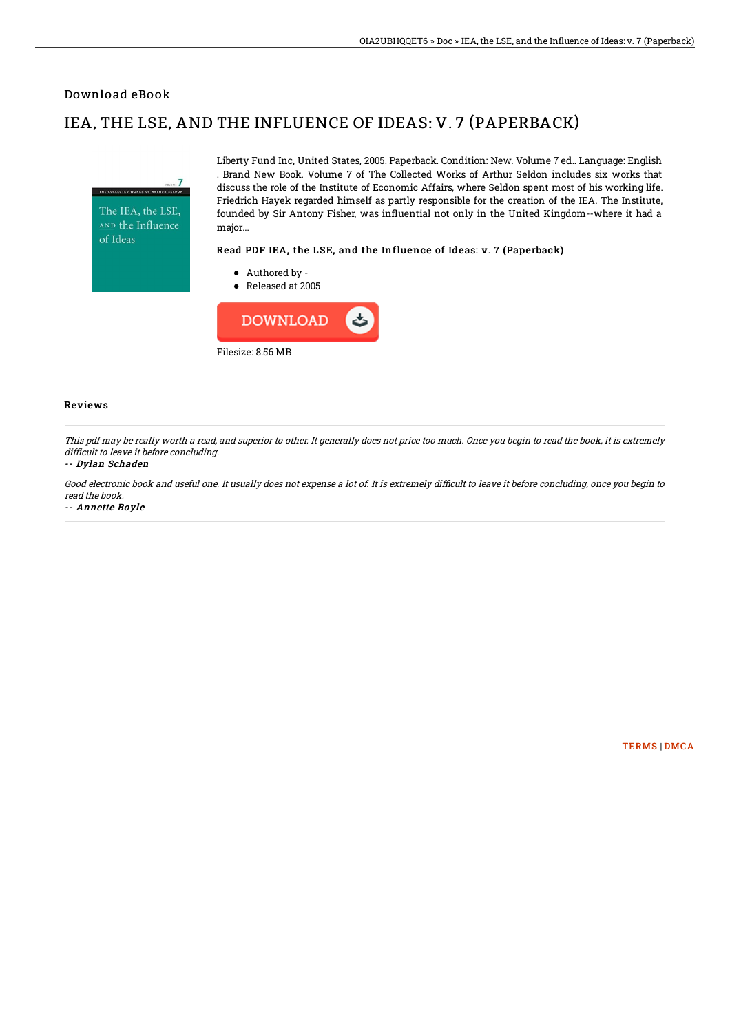## Download eBook

# IEA, THE LSE, AND THE INFLUENCE OF IDEAS: V. 7 (PAPERBACK)

Liberty Fund Inc, United States, 2005. Paperback. Condition: New. Volume 7 ed.. Language: English . Brand New Book. Volume 7 of The Collected Works of Arthur Seldon includes six works that discuss the role of the Institute of Economic Affairs, where Seldon spent most of his working life. Friedrich Hayek regarded himself as partly responsible for the creation of the IEA. The Institute, founded by Sir Antony Fisher, was influential not only in the United Kingdom--where it had a major...

### Read PDF IEA, the LSE, and the Influence of Ideas: v. 7 (Paperback)

- Authored by -
- Released at 2005

DOWNLOAD

Filesize: 8.56 MB

### Reviews

*This pdf may be really worth a read, and superior to other. It generally does not price too much. Once you begin to read the book, it is extremely difficult to leave it before concluding.*

-- ***Dylan Schaden***

*Good electronic book and useful one. It usually does not expense a lot of. It is extremely difficult to leave it before concluding, once you begin to read the book.*

-- ***Annette Boyle***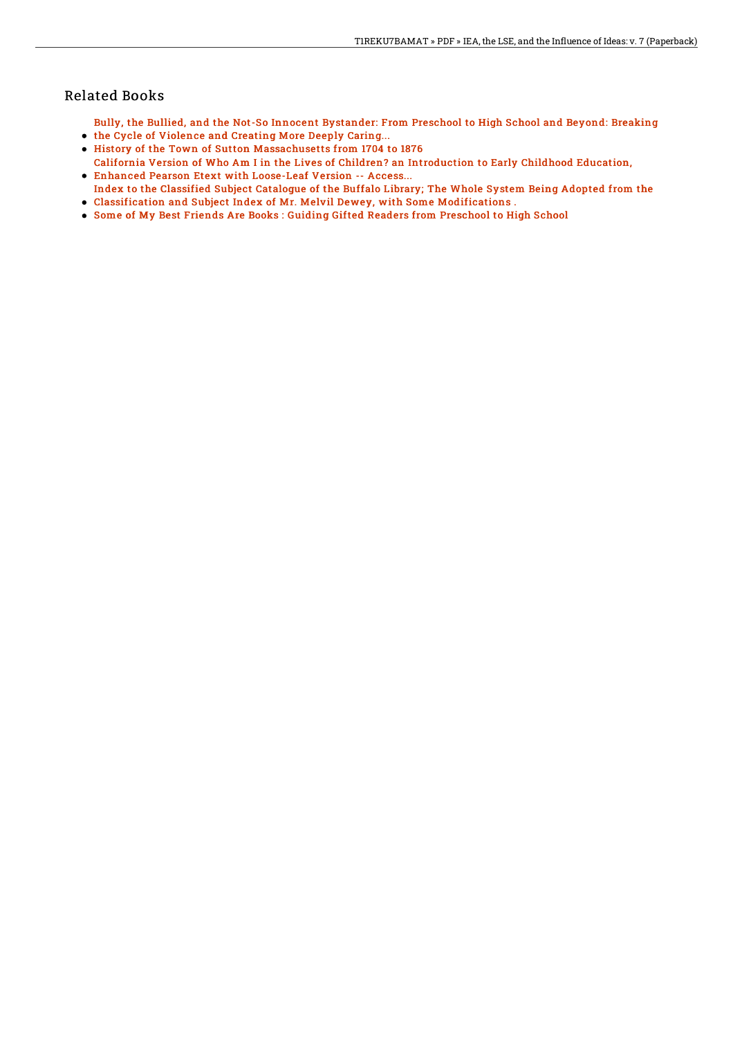## Related Books

- Bully, the Bullied, and the Not-So Innocent Bystander: From Preschool to High School and Beyond: Breaking the Cycle of Violence and Creating More Deeply Caring...
- History of the Town of Sutton Massachusetts from 1704 to 1876
- California Version of Who Am I in the Lives of Children? an Introduction to Early Childhood Education, Enhanced Pearson Etext with Loose-Leaf Version -- Access...
- Index to the Classified Subject Catalogue of the Buffalo Library; The Whole System Being Adopted from the Classification and Subject Index of Mr. Melvil Dewey, with Some Modifications .
- Some of My Best Friends Are Books : Guiding Gifted Readers from Preschool to High School